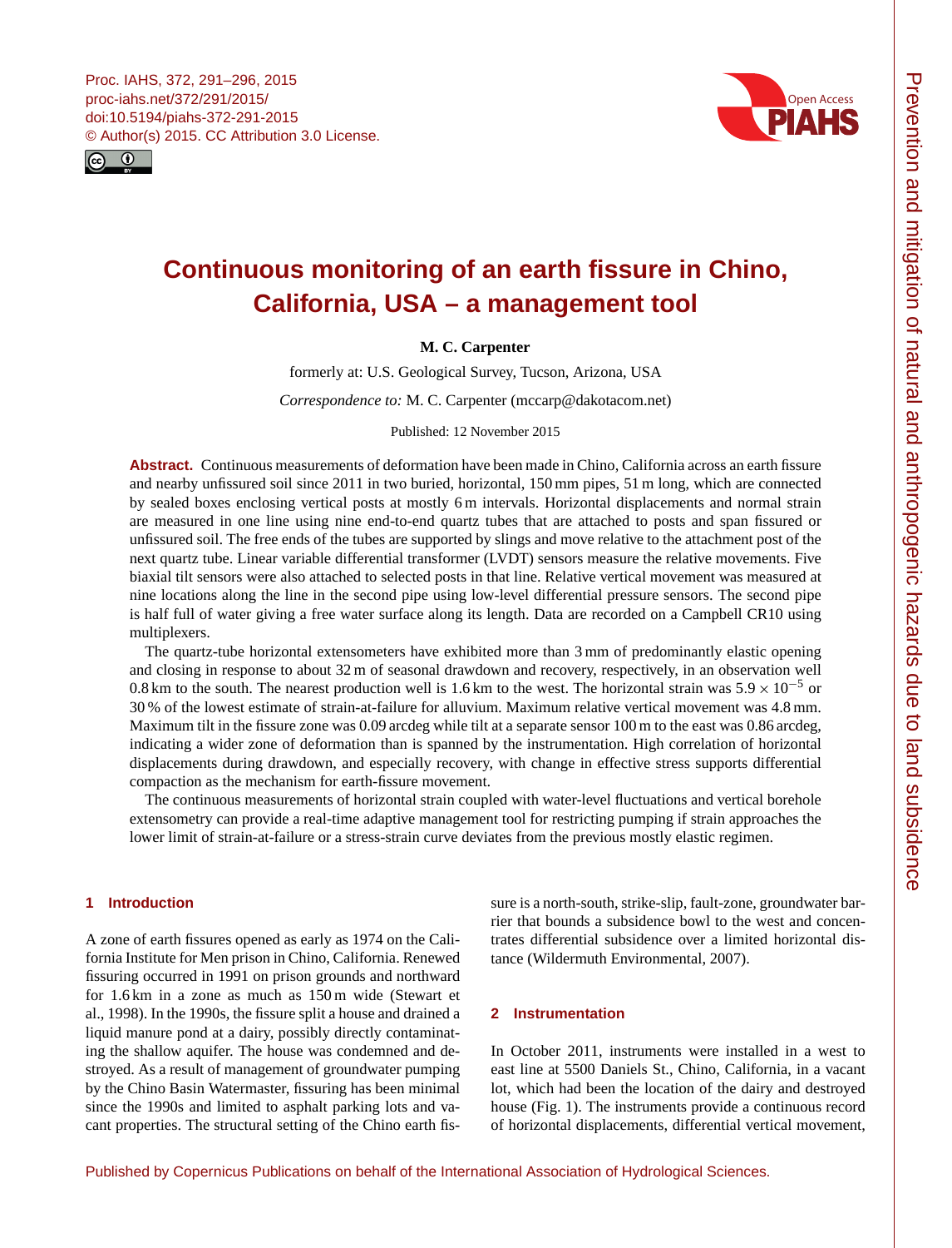# Continuous monitoring of an earth fissure in Chino, California, USA – a management tool

**M. C. Carpenter**

formerly at: U.S. Geological Survey, Tucson, Arizona, USA

*Correspondence to:* M. C. Carpenter (mccarp@dakotacom.net)

Published: 12 November 2015

**Abstract.** Continuous measurements of deformation have been made in Chino, California across an earth fissure and nearby unfissured soil since 2011 in two buried, horizontal, 150 mm pipes, 51 m long, which are connected by sealed boxes enclosing vertical posts at mostly 6 m intervals. Horizontal displacements and normal strain are measured in one line using nine end-to-end quartz tubes that are attached to posts and span fissured or unfissured soil. The free ends of the tubes are supported by slings and move relative to the attachment post of the next quartz tube. Linear variable differential transformer (LVDT) sensors measure the relative movements. Five biaxial tilt sensors were also attached to selected posts in that line. Relative vertical movement was measured at nine locations along the line in the second pipe using low-level differential pressure sensors. The second pipe is half full of water giving a free water surface along its length. Data are recorded on a Campbell CR10 using multiplexers.

The quartz-tube horizontal extensometers have exhibited more than 3 mm of predominantly elastic opening and closing in response to about 32 m of seasonal drawdown and recovery, respectively, in an observation well 0.8 km to the south. The nearest production well is 1.6 km to the west. The horizontal strain was $5.9 \times 10^{-5}$ or 30 % of the lowest estimate of strain-at-failure for alluvium. Maximum relative vertical movement was 4.8 mm. Maximum tilt in the fissure zone was 0.09 arcdeg while tilt at a separate sensor 100 m to the east was 0.86 arcdeg, indicating a wider zone of deformation than is spanned by the instrumentation. High correlation of horizontal displacements during drawdown, and especially recovery, with change in effective stress supports differential compaction as the mechanism for earth-fissure movement.

The continuous measurements of horizontal strain coupled with water-level fluctuations and vertical borehole extensometry can provide a real-time adaptive management tool for restricting pumping if strain approaches the lower limit of strain-at-failure or a stress-strain curve deviates from the previous mostly elastic regimen.

## 1 Introduction

A zone of earth fissures opened as early as 1974 on the California Institute for Men prison in Chino, California. Renewed fissuring occurred in 1991 on prison grounds and northward for 1.6 km in a zone as much as 150 m wide (Stewart et al., 1998). In the 1990s, the fissure split a house and drained a liquid manure pond at a dairy, possibly directly contaminating the shallow aquifer. The house was condemned and destroyed. As a result of management of groundwater pumping by the Chino Basin Watermaster, fissuring has been minimal since the 1990s and limited to asphalt parking lots and vacant properties. The structural setting of the Chino earth fissure is a north-south, strike-slip, fault-zone, groundwater barrier that bounds a subsidence bowl to the west and concentrates differential subsidence over a limited horizontal distance (Wildermuth Environmental, 2007).

## 2 Instrumentation

In October 2011, instruments were installed in a west to east line at 5500 Daniels St., Chino, California, in a vacant lot, which had been the location of the dairy and destroyed house (Fig. 1). The instruments provide a continuous record of horizontal displacements, differential vertical movement,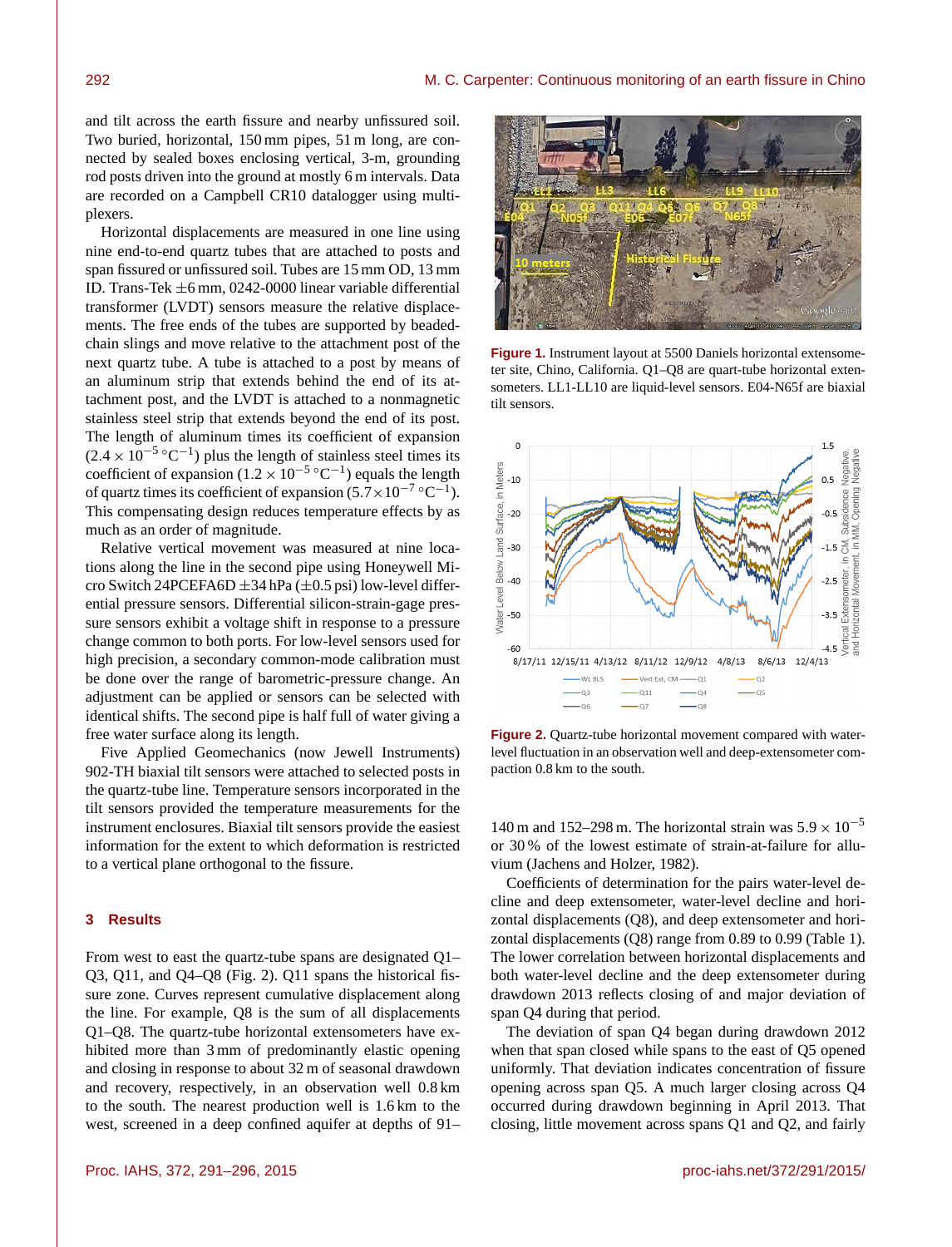and tilt across the earth fissure and nearby unfissured soil. Two buried, horizontal, 150 mm pipes, 51 m long, are connected by sealed boxes enclosing vertical, 3-m, grounding rod posts driven into the ground at mostly 6 m intervals. Data are recorded on a Campbell CR10 datalogger using multiplexers.

Horizontal displacements are measured in one line using nine end-to-end quartz tubes that are attached to posts and span fissured or unfissured soil. Tubes are 15 mm OD, 13 mm ID. Trans-Tek ±6 mm, 0242-0000 linear variable differential transformer (LVDT) sensors measure the relative displacements. The free ends of the tubes are supported by beaded-chain slings and move relative to the attachment post of the next quartz tube. A tube is attached to a post by means of an aluminum strip that extends behind the end of its attachment post, and the LVDT is attached to a nonmagnetic stainless steel strip that extends beyond the end of its post. The length of aluminum times its coefficient of expansion ($2.4 \times 10^{-5}\,^{\circ}\mathrm{C}^{-1}$) plus the length of stainless steel times its coefficient of expansion ($1.2 \times 10^{-5}\,^{\circ}\mathrm{C}^{-1}$) equals the length of quartz times its coefficient of expansion ($5.7 \times 10^{-7}\,^{\circ}\mathrm{C}^{-1}$). This compensating design reduces temperature effects by as much as an order of magnitude.

Relative vertical movement was measured at nine locations along the line in the second pipe using Honeywell Micro Switch 24PCEFA6D ±34 hPa (±0.5 psi) low-level differential pressure sensors. Differential silicon-strain-gage pressure sensors exhibit a voltage shift in response to a pressure change common to both ports. For low-level sensors used for high precision, a secondary common-mode calibration must be done over the range of barometric-pressure change. An adjustment can be applied or sensors can be selected with identical shifts. The second pipe is half full of water giving a free water surface along its length.

Five Applied Geomechanics (now Jewell Instruments) 902-TH biaxial tilt sensors were attached to selected posts in the quartz-tube line. Temperature sensors incorporated in the tilt sensors provided the temperature measurements for the instrument enclosures. Biaxial tilt sensors provide the easiest information for the extent to which deformation is restricted to a vertical plane orthogonal to the fissure.

## 3 Results

From west to east the quartz-tube spans are designated Q1–Q3, Q11, and Q4–Q8 (Fig. 2). Q11 spans the historical fissure zone. Curves represent cumulative displacement along the line. For example, Q8 is the sum of all displacements Q1–Q8. The quartz-tube horizontal extensometers have exhibited more than 3 mm of predominantly elastic opening and closing in response to about 32 m of seasonal drawdown and recovery, respectively, in an observation well 0.8 km to the south. The nearest production well is 1.6 km to the west, screened in a deep confined aquifer at depths of 91–140 m and 152–298 m. The horizontal strain was $5.9 \times 10^{-5}$ or 30 % of the lowest estimate of strain-at-failure for alluvium (Jachens and Holzer, 1982).

**Figure 1.** Instrument layout at 5500 Daniels horizontal extensometer site, Chino, California. Q1–Q8 are quart-tube horizontal extensometers. LL1-LL10 are liquid-level sensors. E04-N65f are biaxial tilt sensors.

**Figure 2.** Quartz-tube horizontal movement compared with water-level fluctuation in an observation well and deep-extensometer compaction 0.8 km to the south.

Coefficients of determination for the pairs water-level decline and deep extensometer, water-level decline and horizontal displacements (Q8), and deep extensometer and horizontal displacements (Q8) range from 0.89 to 0.99 (Table 1). The lower correlation between horizontal displacements and both water-level decline and the deep extensometer during drawdown 2013 reflects closing of and major deviation of span Q4 during that period.

The deviation of span Q4 began during drawdown 2012 when that span closed while spans to the east of Q5 opened uniformly. That deviation indicates concentration of fissure opening across span Q5. A much larger closing across Q4 occurred during drawdown beginning in April 2013. That closing, little movement across spans Q1 and Q2, and fairly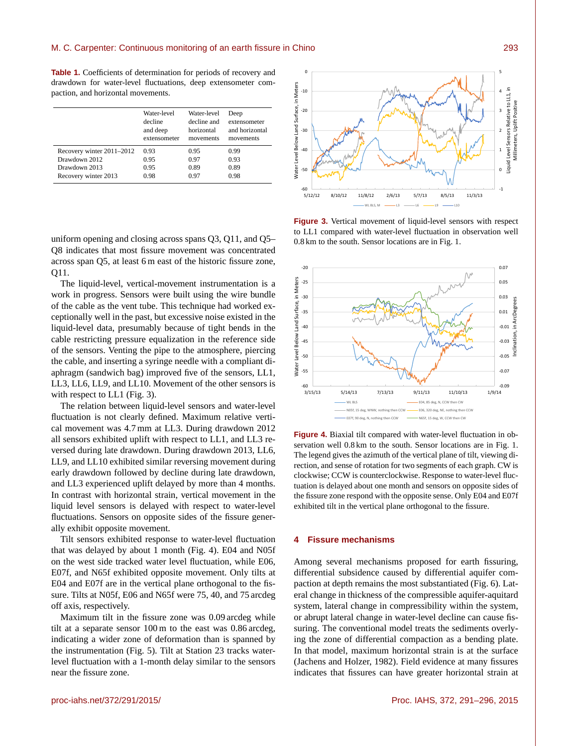**Table 1.** Coefficients of determination for periods of recovery and drawdown for water-level fluctuations, deep extensometer compaction, and horizontal movements.

| | Water-level decline and deep extensometer | Water-level decline and horizontal movements | Deep extensometer and horizontal movements |
|---|---|---|---|
| Recovery winter 2011–2012 | 0.93 | 0.95 | 0.99 |
| Drawdown 2012 | 0.95 | 0.97 | 0.93 |
| Drawdown 2013 | 0.95 | 0.89 | 0.89 |
| Recovery winter 2013 | 0.98 | 0.97 | 0.98 |

uniform opening and closing across spans Q3, Q11, and Q5–Q8 indicates that most fissure movement was concentrated across span Q5, at least 6 m east of the historic fissure zone, Q11.

The liquid-level, vertical-movement instrumentation is a work in progress. Sensors were built using the wire bundle of the cable as the vent tube. This technique had worked exceptionally well in the past, but excessive noise existed in the liquid-level data, presumably because of tight bends in the cable restricting pressure equalization in the reference side of the sensors. Venting the pipe to the atmosphere, piercing the cable, and inserting a syringe needle with a compliant diaphragm (sandwich bag) improved five of the sensors, LL1, LL3, LL6, LL9, and LL10. Movement of the other sensors is with respect to LL1 (Fig. 3).

The relation between liquid-level sensors and water-level fluctuation is not clearly defined. Maximum relative vertical movement was 4.7 mm at LL3. During drawdown 2012 all sensors exhibited uplift with respect to LL1, and LL3 reversed during late drawdown. During drawdown 2013, LL6, LL9, and LL10 exhibited similar reversing movement during early drawdown followed by decline during late drawdown, and LL3 experienced uplift delayed by more than 4 months. In contrast with horizontal strain, vertical movement in the liquid level sensors is delayed with respect to water-level fluctuations. Sensors on opposite sides of the fissure generally exhibit opposite movement.

Tilt sensors exhibited response to water-level fluctuation that was delayed by about 1 month (Fig. 4). E04 and N05f on the west side tracked water level fluctuation, while E06, E07f, and N65f exhibited opposite movement. Only tilts at E04 and E07f are in the vertical plane orthogonal to the fissure. Tilts at N05f, E06 and N65f were 75, 40, and 75 arcdeg off axis, respectively.

Maximum tilt in the fissure zone was 0.09 arcdeg while tilt at a separate sensor 100 m to the east was 0.86 arcdeg, indicating a wider zone of deformation than is spanned by the instrumentation (Fig. 5). Tilt at Station 23 tracks water-level fluctuation with a 1-month delay similar to the sensors near the fissure zone.

**Figure 3.** Vertical movement of liquid-level sensors with respect to LL1 compared with water-level fluctuation in observation well 0.8 km to the south. Sensor locations are in Fig. 1.

**Figure 4.** Biaxial tilt compared with water-level fluctuation in observation well 0.8 km to the south. Sensor locations are in Fig. 1. The legend gives the azimuth of the vertical plane of tilt, viewing direction, and sense of rotation for two segments of each graph. CW is clockwise; CCW is counterclockwise. Response to water-level fluctuation is delayed about one month and sensors on opposite sides of the fissure zone respond with the opposite sense. Only E04 and E07f exhibited tilt in the vertical plane orthogonal to the fissure.

## 4 Fissure mechanisms

Among several mechanisms proposed for earth fissuring, differential subsidence caused by differential aquifer compaction at depth remains the most substantiated (Fig. 6). Lateral change in thickness of the compressible aquifer-aquitard system, lateral change in compressibility within the system, or abrupt lateral change in water-level decline can cause fissuring. The conventional model treats the sediments overlying the zone of differential compaction as a bending plate. In that model, maximum horizontal strain is at the surface (Jachens and Holzer, 1982). Field evidence at many fissures indicates that fissures can have greater horizontal strain at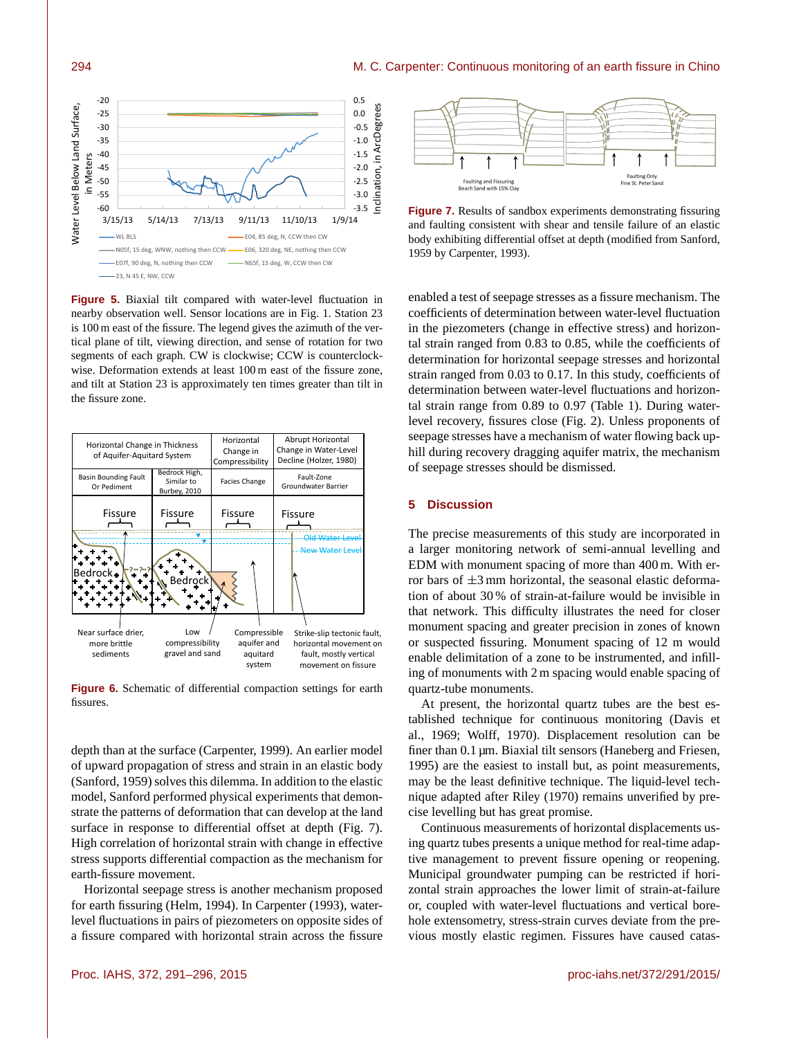**Figure 5.** Biaxial tilt compared with water-level fluctuation in nearby observation well. Sensor locations are in Fig. 1. Station 23 is 100 m east of the fissure. The legend gives the azimuth of the vertical plane of tilt, viewing direction, and sense of rotation for two segments of each graph. CW is clockwise; CCW is counterclockwise. Deformation extends at least 100 m east of the fissure zone, and tilt at Station 23 is approximately ten times greater than tilt in the fissure zone.

**Figure 6.** Schematic of differential compaction settings for earth fissures.

depth than at the surface (Carpenter, 1999). An earlier model of upward propagation of stress and strain in an elastic body (Sanford, 1959) solves this dilemma. In addition to the elastic model, Sanford performed physical experiments that demonstrate the patterns of deformation that can develop at the land surface in response to differential offset at depth (Fig. 7). High correlation of horizontal strain with change in effective stress supports differential compaction as the mechanism for earth-fissure movement.

Horizontal seepage stress is another mechanism proposed for earth fissuring (Helm, 1994). In Carpenter (1993), water-level fluctuations in pairs of piezometers on opposite sides of a fissure compared with horizontal strain across the fissure enabled a test of seepage stresses as a fissure mechanism. The coefficients of determination between water-level fluctuation in the piezometers (change in effective stress) and horizontal strain ranged from 0.83 to 0.85, while the coefficients of determination for horizontal seepage stresses and horizontal strain ranged from 0.03 to 0.17. In this study, coefficients of determination between water-level fluctuations and horizontal strain range from 0.89 to 0.97 (Table 1). During water-level recovery, fissures close (Fig. 2). Unless proponents of seepage stresses have a mechanism of water flowing back uphill during recovery dragging aquifer matrix, the mechanism of seepage stresses should be dismissed.

**Figure 7.** Results of sandbox experiments demonstrating fissuring and faulting consistent with shear and tensile failure of an elastic body exhibiting differential offset at depth (modified from Sanford, 1959 by Carpenter, 1993).

## 5 Discussion

The precise measurements of this study are incorporated in a larger monitoring network of semi-annual levelling and EDM with monument spacing of more than 400 m. With error bars of ±3 mm horizontal, the seasonal elastic deformation of about 30 % of strain-at-failure would be invisible in that network. This difficulty illustrates the need for closer monument spacing and greater precision in zones of known or suspected fissuring. Monument spacing of 12 m would enable delimitation of a zone to be instrumented, and infilling of monuments with 2 m spacing would enable spacing of quartz-tube monuments.

At present, the horizontal quartz tubes are the best established technique for continuous monitoring (Davis et al., 1969; Wolff, 1970). Displacement resolution can be finer than 0.1 µm. Biaxial tilt sensors (Haneberg and Friesen, 1995) are the easiest to install but, as point measurements, may be the least definitive technique. The liquid-level technique adapted after Riley (1970) remains unverified by precise levelling but has great promise.

Continuous measurements of horizontal displacements using quartz tubes presents a unique method for real-time adaptive management to prevent fissure opening or reopening. Municipal groundwater pumping can be restricted if horizontal strain approaches the lower limit of strain-at-failure or, coupled with water-level fluctuations and vertical borehole extensometry, stress-strain curves deviate from the previous mostly elastic regimen. Fissures have caused catas-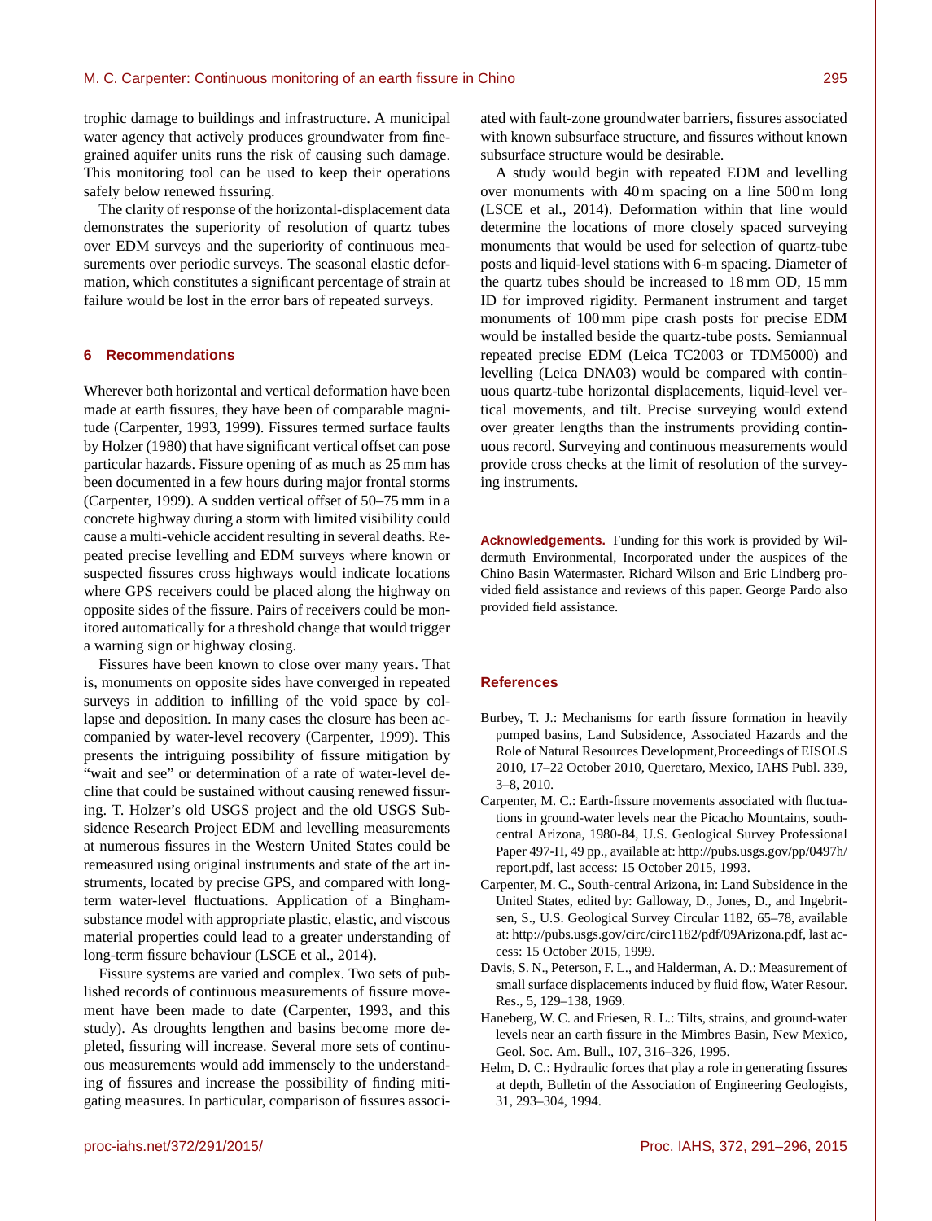trophic damage to buildings and infrastructure. A municipal water agency that actively produces groundwater from fine-grained aquifer units runs the risk of causing such damage. This monitoring tool can be used to keep their operations safely below renewed fissuring.

The clarity of response of the horizontal-displacement data demonstrates the superiority of resolution of quartz tubes over EDM surveys and the superiority of continuous measurements over periodic surveys. The seasonal elastic deformation, which constitutes a significant percentage of strain at failure would be lost in the error bars of repeated surveys.

## 6 Recommendations

Wherever both horizontal and vertical deformation have been made at earth fissures, they have been of comparable magnitude (Carpenter, 1993, 1999). Fissures termed surface faults by Holzer (1980) that have significant vertical offset can pose particular hazards. Fissure opening of as much as 25 mm has been documented in a few hours during major frontal storms (Carpenter, 1999). A sudden vertical offset of 50–75 mm in a concrete highway during a storm with limited visibility could cause a multi-vehicle accident resulting in several deaths. Repeated precise levelling and EDM surveys where known or suspected fissures cross highways would indicate locations where GPS receivers could be placed along the highway on opposite sides of the fissure. Pairs of receivers could be monitored automatically for a threshold change that would trigger a warning sign or highway closing.

Fissures have been known to close over many years. That is, monuments on opposite sides have converged in repeated surveys in addition to infilling of the void space by collapse and deposition. In many cases the closure has been accompanied by water-level recovery (Carpenter, 1999). This presents the intriguing possibility of fissure mitigation by "wait and see" or determination of a rate of water-level decline that could be sustained without causing renewed fissuring. T. Holzer's old USGS project and the old USGS Subsidence Research Project EDM and levelling measurements at numerous fissures in the Western United States could be remeasured using original instruments and state of the art instruments, located by precise GPS, and compared with long-term water-level fluctuations. Application of a Bingham-substance model with appropriate plastic, elastic, and viscous material properties could lead to a greater understanding of long-term fissure behaviour (LSCE et al., 2014).

Fissure systems are varied and complex. Two sets of published records of continuous measurements of fissure movement have been made to date (Carpenter, 1993, and this study). As droughts lengthen and basins become more depleted, fissuring will increase. Several more sets of continuous measurements would add immensely to the understanding of fissures and increase the possibility of finding mitigating measures. In particular, comparison of fissures associated with fault-zone groundwater barriers, fissures associated with known subsurface structure, and fissures without known subsurface structure would be desirable.

A study would begin with repeated EDM and levelling over monuments with 40 m spacing on a line 500 m long (LSCE et al., 2014). Deformation within that line would determine the locations of more closely spaced surveying monuments that would be used for selection of quartz-tube posts and liquid-level stations with 6-m spacing. Diameter of the quartz tubes should be increased to 18 mm OD, 15 mm ID for improved rigidity. Permanent instrument and target monuments of 100 mm pipe crash posts for precise EDM would be installed beside the quartz-tube posts. Semiannual repeated precise EDM (Leica TC2003 or TDM5000) and levelling (Leica DNA03) would be compared with continuous quartz-tube horizontal displacements, liquid-level vertical movements, and tilt. Precise surveying would extend over greater lengths than the instruments providing continuous record. Surveying and continuous measurements would provide cross checks at the limit of resolution of the surveying instruments.

**Acknowledgements.** Funding for this work is provided by Wildermuth Environmental, Incorporated under the auspices of the Chino Basin Watermaster. Richard Wilson and Eric Lindberg provided field assistance and reviews of this paper. George Pardo also provided field assistance.

## References

Burbey, T. J.: Mechanisms for earth fissure formation in heavily pumped basins, Land Subsidence, Associated Hazards and the Role of Natural Resources Development,Proceedings of EISOLS 2010, 17–22 October 2010, Queretaro, Mexico, IAHS Publ. 339, 3–8, 2010.

Carpenter, M. C.: Earth-fissure movements associated with fluctuations in ground-water levels near the Picacho Mountains, south-central Arizona, 1980-84, U.S. Geological Survey Professional Paper 497-H, 49 pp., available at: http://pubs.usgs.gov/pp/0497h/report.pdf, last access: 15 October 2015, 1993.

Carpenter, M. C., South-central Arizona, in: Land Subsidence in the United States, edited by: Galloway, D., Jones, D., and Ingebritsen, S., U.S. Geological Survey Circular 1182, 65–78, available at: http://pubs.usgs.gov/circ/circ1182/pdf/09Arizona.pdf, last access: 15 October 2015, 1999.

Davis, S. N., Peterson, F. L., and Halderman, A. D.: Measurement of small surface displacements induced by fluid flow, Water Resour. Res., 5, 129–138, 1969.

Haneberg, W. C. and Friesen, R. L.: Tilts, strains, and ground-water levels near an earth fissure in the Mimbres Basin, New Mexico, Geol. Soc. Am. Bull., 107, 316–326, 1995.

Helm, D. C.: Hydraulic forces that play a role in generating fissures at depth, Bulletin of the Association of Engineering Geologists, 31, 293–304, 1994.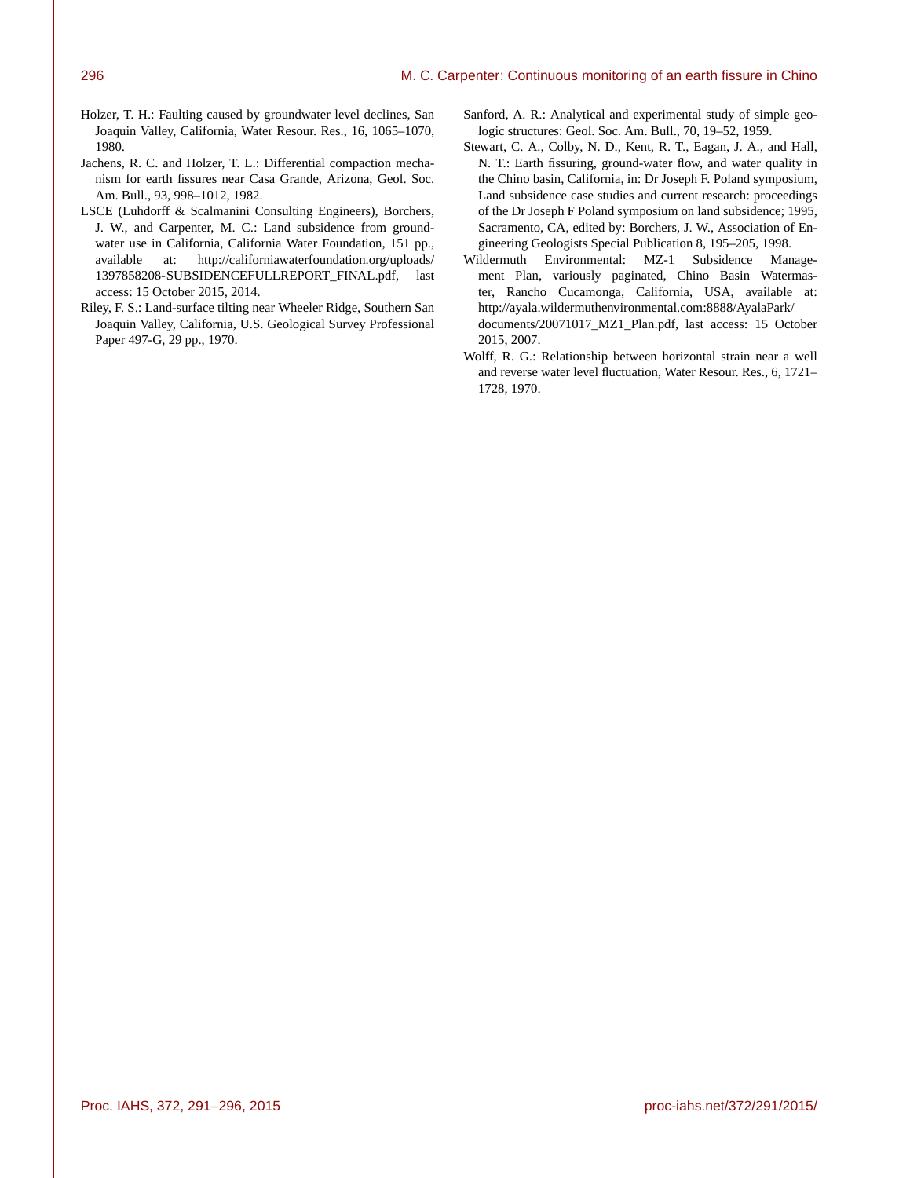Holzer, T. H.: Faulting caused by groundwater level declines, San Joaquin Valley, California, Water Resour. Res., 16, 1065–1070, 1980.

Jachens, R. C. and Holzer, T. L.: Differential compaction mechanism for earth fissures near Casa Grande, Arizona, Geol. Soc. Am. Bull., 93, 998–1012, 1982.

LSCE (Luhdorff & Scalmanini Consulting Engineers), Borchers, J. W., and Carpenter, M. C.: Land subsidence from groundwater use in California, California Water Foundation, 151 pp., available at: http://californiawaterfoundation.org/uploads/1397858208-SUBSIDENCEFULLREPORT_FINAL.pdf, last access: 15 October 2015, 2014.

Riley, F. S.: Land-surface tilting near Wheeler Ridge, Southern San Joaquin Valley, California, U.S. Geological Survey Professional Paper 497-G, 29 pp., 1970.

Sanford, A. R.: Analytical and experimental study of simple geologic structures: Geol. Soc. Am. Bull., 70, 19–52, 1959.

Stewart, C. A., Colby, N. D., Kent, R. T., Eagan, J. A., and Hall, N. T.: Earth fissuring, ground-water flow, and water quality in the Chino basin, California, in: Dr Joseph F. Poland symposium, Land subsidence case studies and current research: proceedings of the Dr Joseph F Poland symposium on land subsidence; 1995, Sacramento, CA, edited by: Borchers, J. W., Association of Engineering Geologists Special Publication 8, 195–205, 1998.

Wildermuth Environmental: MZ-1 Subsidence Management Plan, variously paginated, Chino Basin Watermaster, Rancho Cucamonga, California, USA, available at: http://ayala.wildermuthenvironmental.com:8888/AyalaPark/documents/20071017_MZ1_Plan.pdf, last access: 15 October 2015, 2007.

Wolff, R. G.: Relationship between horizontal strain near a well and reverse water level fluctuation, Water Resour. Res., 6, 1721–1728, 1970.